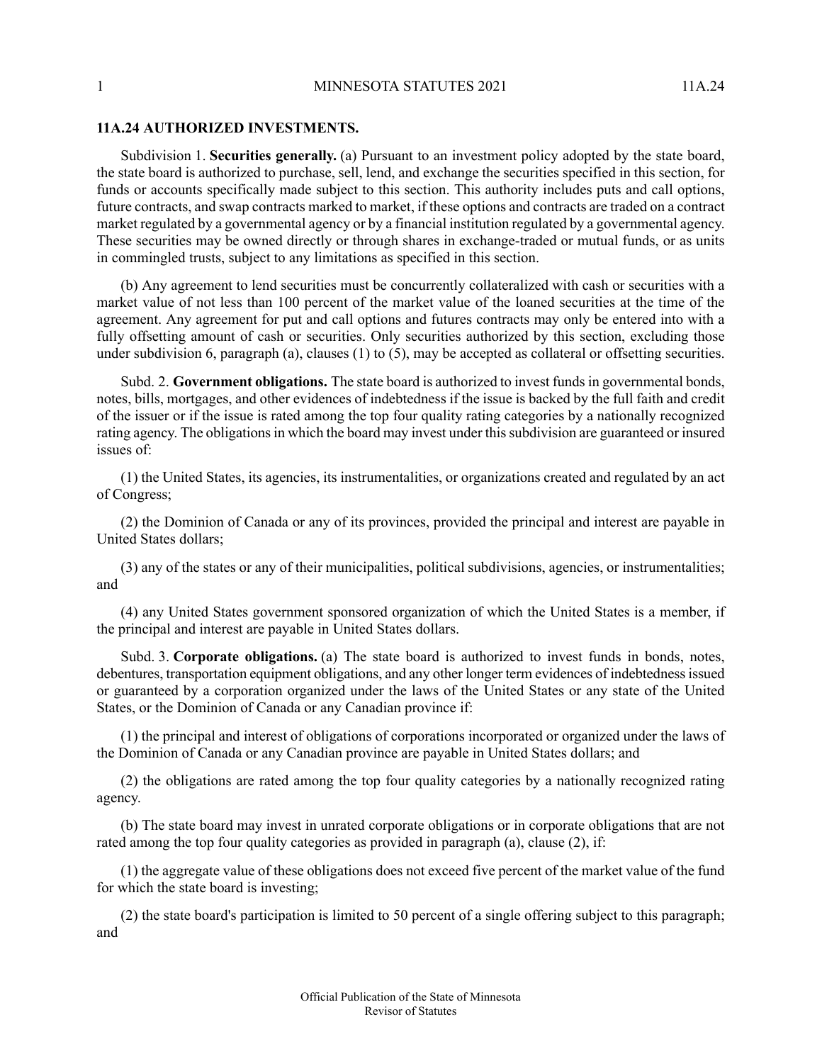## 11A.24 AUTHORIZED INVESTMENTS.

Subdivision 1. **Securities generally.** (a) Pursuant to an investment policy adopted by the state board, the state board is authorized to purchase, sell, lend, and exchange the securities specified in this section, for funds or accounts specifically made subject to this section. This authority includes puts and call options, future contracts, and swap contracts marked to market, if these options and contracts are traded on a contract market regulated by a governmental agency or by a financial institution regulated by a governmental agency. These securities may be owned directly or through shares in exchange-traded or mutual funds, or as units in commingled trusts, subject to any limitations as specified in this section.

(b) Any agreement to lend securities must be concurrently collateralized with cash or securities with a market value of not less than 100 percent of the market value of the loaned securities at the time of the agreement. Any agreement for put and call options and futures contracts may only be entered into with a fully offsetting amount of cash or securities. Only securities authorized by this section, excluding those under subdivision 6, paragraph (a), clauses (1) to (5), may be accepted as collateral or offsetting securities.

Subd. 2. **Government obligations.** The state board is authorized to invest funds in governmental bonds, notes, bills, mortgages, and other evidences of indebtedness if the issue is backed by the full faith and credit of the issuer or if the issue is rated among the top four quality rating categories by a nationally recognized rating agency. The obligations in which the board may invest under this subdivision are guaranteed or insured issues of:

(1) the United States, its agencies, its instrumentalities, or organizations created and regulated by an act of Congress;

(2) the Dominion of Canada or any of its provinces, provided the principal and interest are payable in United States dollars;

(3) any of the states or any of their municipalities, political subdivisions, agencies, or instrumentalities; and

(4) any United States government sponsored organization of which the United States is a member, if the principal and interest are payable in United States dollars.

Subd. 3. **Corporate obligations.** (a) The state board is authorized to invest funds in bonds, notes, debentures, transportation equipment obligations, and any other longer term evidences of indebtedness issued or guaranteed by a corporation organized under the laws of the United States or any state of the United States, or the Dominion of Canada or any Canadian province if:

(1) the principal and interest of obligations of corporations incorporated or organized under the laws of the Dominion of Canada or any Canadian province are payable in United States dollars; and

(2) the obligations are rated among the top four quality categories by a nationally recognized rating agency.

(b) The state board may invest in unrated corporate obligations or in corporate obligations that are not rated among the top four quality categories as provided in paragraph (a), clause (2), if:

(1) the aggregate value of these obligations does not exceed five percent of the market value of the fund for which the state board is investing;

(2) the state board's participation is limited to 50 percent of a single offering subject to this paragraph; and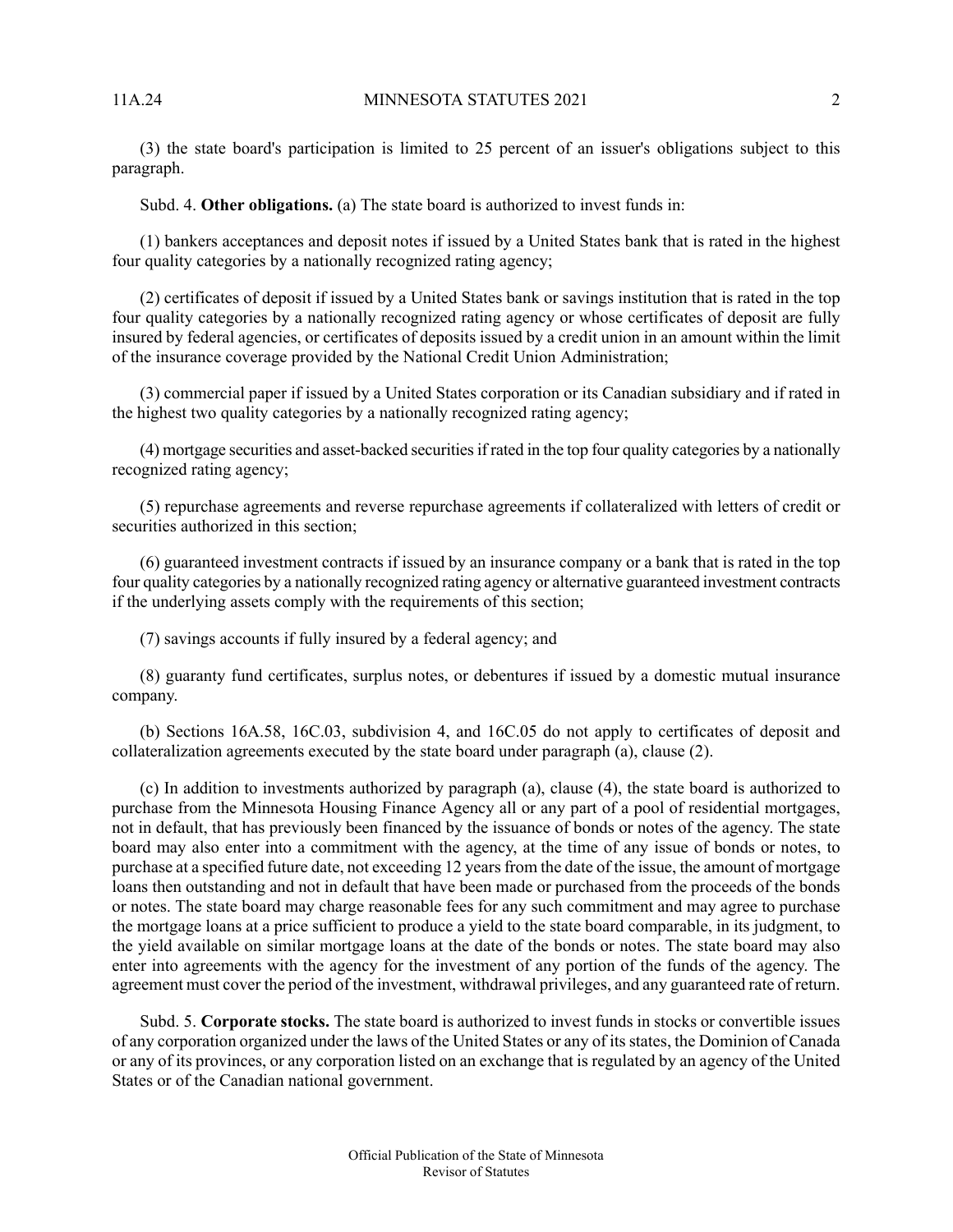(3) the state board's participation is limited to 25 percent of an issuer's obligations subject to this paragraph.

Subd. 4. **Other obligations.** (a) The state board is authorized to invest funds in:

(1) bankers acceptances and deposit notes if issued by a United States bank that is rated in the highest four quality categories by a nationally recognized rating agency;

(2) certificates of deposit if issued by a United States bank or savings institution that is rated in the top four quality categories by a nationally recognized rating agency or whose certificates of deposit are fully insured by federal agencies, or certificates of deposits issued by a credit union in an amount within the limit of the insurance coverage provided by the National Credit Union Administration;

(3) commercial paper if issued by a United States corporation or its Canadian subsidiary and if rated in the highest two quality categories by a nationally recognized rating agency;

(4) mortgage securities and asset-backed securities if rated in the top four quality categories by a nationally recognized rating agency;

(5) repurchase agreements and reverse repurchase agreements if collateralized with letters of credit or securities authorized in this section;

(6) guaranteed investment contracts if issued by an insurance company or a bank that is rated in the top four quality categories by a nationally recognized rating agency or alternative guaranteed investment contracts if the underlying assets comply with the requirements of this section;

(7) savings accounts if fully insured by a federal agency; and

(8) guaranty fund certificates, surplus notes, or debentures if issued by a domestic mutual insurance company.

(b) Sections 16A.58, 16C.03, subdivision 4, and 16C.05 do not apply to certificates of deposit and collateralization agreements executed by the state board under paragraph (a), clause (2).

(c) In addition to investments authorized by paragraph (a), clause (4), the state board is authorized to purchase from the Minnesota Housing Finance Agency all or any part of a pool of residential mortgages, not in default, that has previously been financed by the issuance of bonds or notes of the agency. The state board may also enter into a commitment with the agency, at the time of any issue of bonds or notes, to purchase at a specified future date, not exceeding 12 years from the date of the issue, the amount of mortgage loans then outstanding and not in default that have been made or purchased from the proceeds of the bonds or notes. The state board may charge reasonable fees for any such commitment and may agree to purchase the mortgage loans at a price sufficient to produce a yield to the state board comparable, in its judgment, to the yield available on similar mortgage loans at the date of the bonds or notes. The state board may also enter into agreements with the agency for the investment of any portion of the funds of the agency. The agreement must cover the period of the investment, withdrawal privileges, and any guaranteed rate of return.

Subd. 5. **Corporate stocks.** The state board is authorized to invest funds in stocks or convertible issues of any corporation organized under the laws of the United States or any of its states, the Dominion of Canada or any of its provinces, or any corporation listed on an exchange that is regulated by an agency of the United States or of the Canadian national government.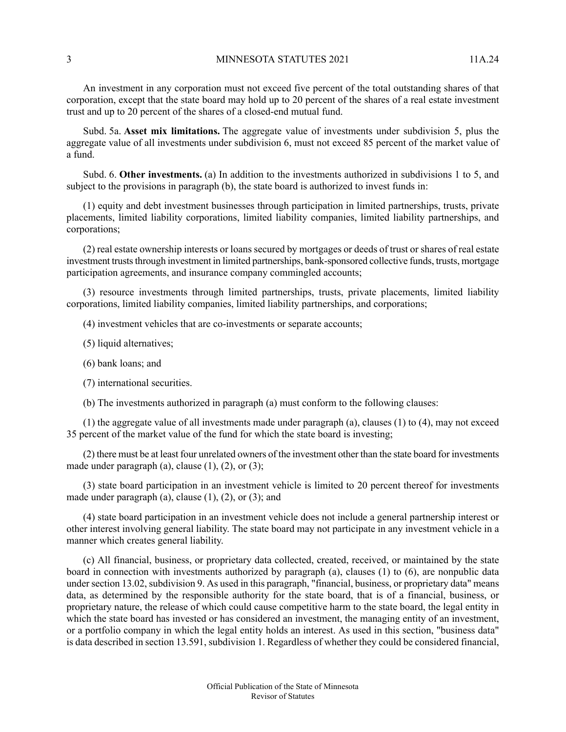An investment in any corporation must not exceed five percent of the total outstanding shares of that corporation, except that the state board may hold up to 20 percent of the shares of a real estate investment trust and up to 20 percent of the shares of a closed-end mutual fund.

Subd. 5a. **Asset mix limitations.** The aggregate value of investments under subdivision 5, plus the aggregate value of all investments under subdivision 6, must not exceed 85 percent of the market value of a fund.

Subd. 6. **Other investments.** (a) In addition to the investments authorized in subdivisions 1 to 5, and subject to the provisions in paragraph (b), the state board is authorized to invest funds in:

(1) equity and debt investment businesses through participation in limited partnerships, trusts, private placements, limited liability corporations, limited liability companies, limited liability partnerships, and corporations;

(2) real estate ownership interests or loans secured by mortgages or deeds of trust or shares of real estate investment trusts through investment in limited partnerships, bank-sponsored collective funds, trusts, mortgage participation agreements, and insurance company commingled accounts;

(3) resource investments through limited partnerships, trusts, private placements, limited liability corporations, limited liability companies, limited liability partnerships, and corporations;

(4) investment vehicles that are co-investments or separate accounts;

(5) liquid alternatives;

(6) bank loans; and

(7) international securities.

(b) The investments authorized in paragraph (a) must conform to the following clauses:

(1) the aggregate value of all investments made under paragraph (a), clauses (1) to (4), may not exceed 35 percent of the market value of the fund for which the state board is investing;

(2) there must be at least four unrelated owners of the investment other than the state board for investments made under paragraph (a), clause (1), (2), or (3);

(3) state board participation in an investment vehicle is limited to 20 percent thereof for investments made under paragraph (a), clause (1), (2), or (3); and

(4) state board participation in an investment vehicle does not include a general partnership interest or other interest involving general liability. The state board may not participate in any investment vehicle in a manner which creates general liability.

(c) All financial, business, or proprietary data collected, created, received, or maintained by the state board in connection with investments authorized by paragraph (a), clauses (1) to (6), are nonpublic data under section 13.02, subdivision 9. As used in this paragraph, "financial, business, or proprietary data" means data, as determined by the responsible authority for the state board, that is of a financial, business, or proprietary nature, the release of which could cause competitive harm to the state board, the legal entity in which the state board has invested or has considered an investment, the managing entity of an investment, or a portfolio company in which the legal entity holds an interest. As used in this section, "business data" is data described in section 13.591, subdivision 1. Regardless of whether they could be considered financial,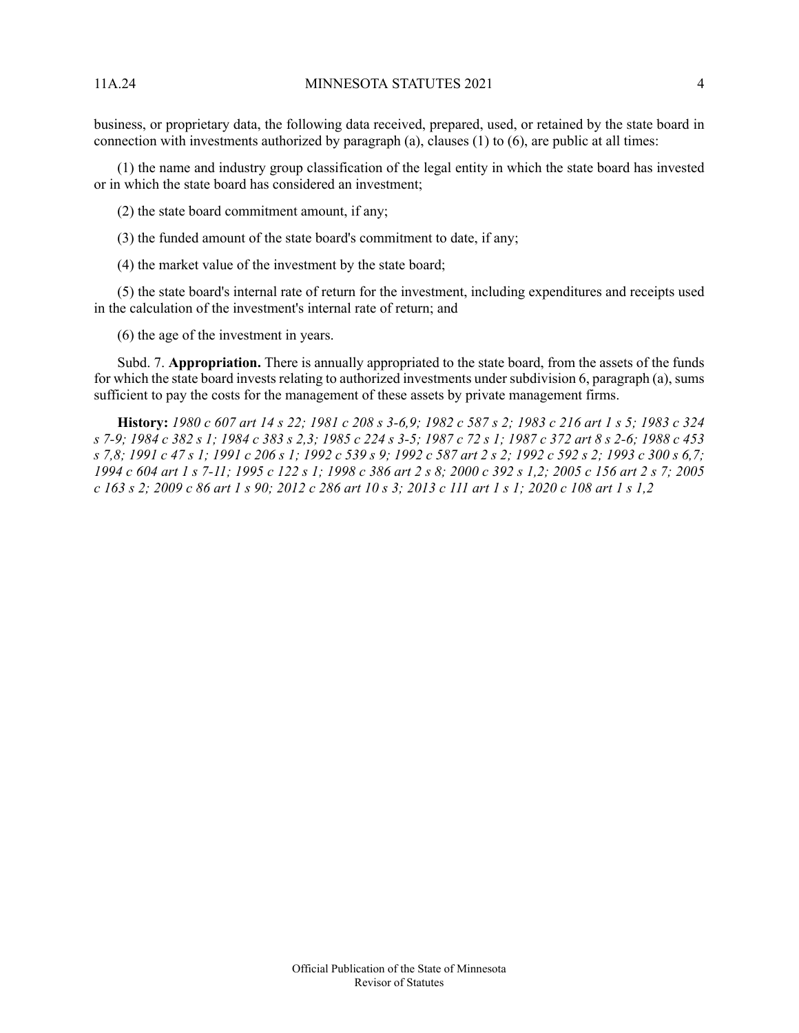business, or proprietary data, the following data received, prepared, used, or retained by the state board in connection with investments authorized by paragraph (a), clauses (1) to (6), are public at all times:

(1) the name and industry group classification of the legal entity in which the state board has invested or in which the state board has considered an investment;

(2) the state board commitment amount, if any;

(3) the funded amount of the state board's commitment to date, if any;

(4) the market value of the investment by the state board;

(5) the state board's internal rate of return for the investment, including expenditures and receipts used in the calculation of the investment's internal rate of return; and

(6) the age of the investment in years.

Subd. 7. **Appropriation.** There is annually appropriated to the state board, from the assets of the funds for which the state board invests relating to authorized investments under subdivision 6, paragraph (a), sums sufficient to pay the costs for the management of these assets by private management firms.

**History:** *1980 c 607 art 14 s 22; 1981 c 208 s 3-6,9; 1982 c 587 s 2; 1983 c 216 art 1 s 5; 1983 c 324 s 7-9; 1984 c 382 s 1; 1984 c 383 s 2,3; 1985 c 224 s 3-5; 1987 c 72 s 1; 1987 c 372 art 8 s 2-6; 1988 c 453 s 7,8; 1991 c 47 s 1; 1991 c 206 s 1; 1992 c 539 s 9; 1992 c 587 art 2 s 2; 1992 c 592 s 2; 1993 c 300 s 6,7; 1994 c 604 art 1 s 7-11; 1995 c 122 s 1; 1998 c 386 art 2 s 8; 2000 c 392 s 1,2; 2005 c 156 art 2 s 7; 2005 c 163 s 2; 2009 c 86 art 1 s 90; 2012 c 286 art 10 s 3; 2013 c 111 art 1 s 1; 2020 c 108 art 1 s 1,2*